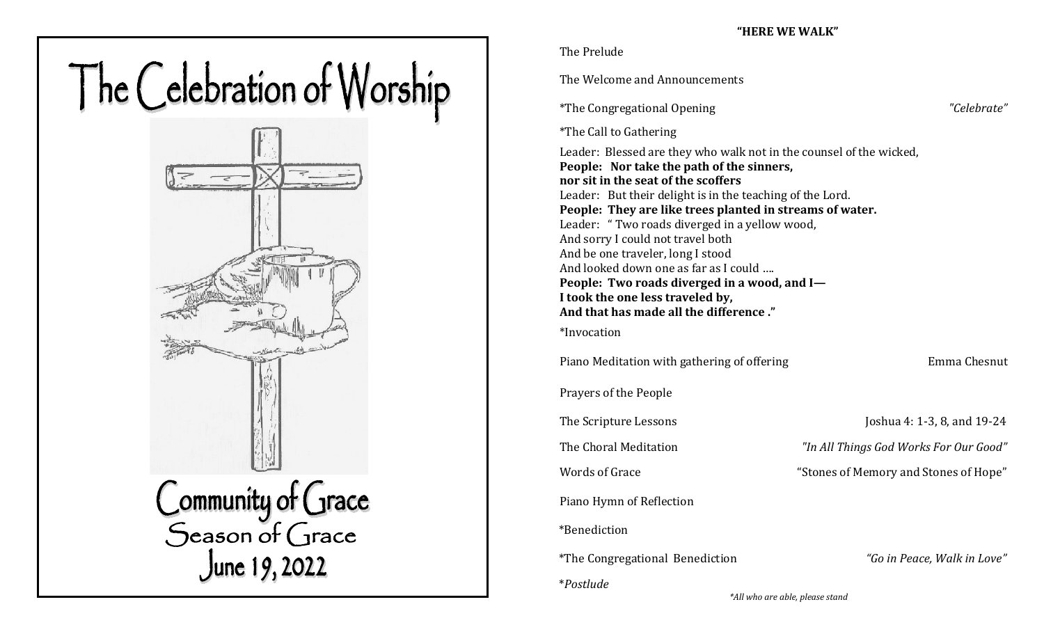# The Celebration of Worship

## Community of Grace

Season of Grace

June 19, 2022

**"HERE WE WALK"**

The Prelude

The Welcome and Announcements

*The Congregational Opening *"Celebrate"*

*The Call to Gathering

Leader: Blessed are they who walk not in the counsel of the wicked,
**People: Nor take the path of the sinners,**
**nor sit in the seat of the scoffers**
Leader: But their delight is in the teaching of the Lord.
**People: They are like trees planted in streams of water.**
Leader: " Two roads diverged in a yellow wood,
And sorry I could not travel both
And be one traveler, long I stood
And looked down one as far as I could ….
**People: Two roads diverged in a wood, and I—**
**I took the one less traveled by,**
**And that has made all the difference ."**

*Invocation

Piano Meditation with gathering of offering Emma Chesnut

Prayers of the People

The Scripture Lessons Joshua 4: 1-3, 8, and 19-24

The Choral Meditation *"In All Things God Works For Our Good"*

Words of Grace "Stones of Memory and Stones of Hope"

Piano Hymn of Reflection

*Benediction

*The Congregational Benediction *"Go in Peace, Walk in Love"*

**Postlude*

*\*All who are able, please stand*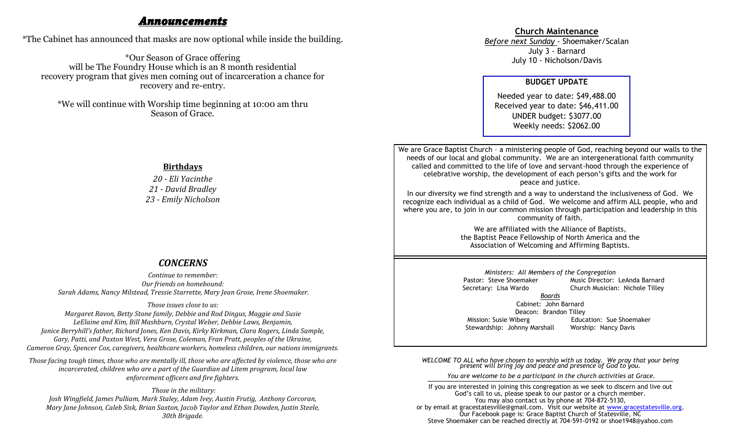## ***Announcements***

*The Cabinet has announced that masks are now optional while inside the building.

*Our Season of Grace offering
will be The Foundry House which is an 8 month residential
recovery program that gives men coming out of incarceration a chance for
recovery and re-entry.

*We will continue with Worship time beginning at 10:00 am thru
Season of Grace.

### Birthdays

*20 - Eli Yacinthe*
*21 - David Bradley*
*23 - Emily Nicholson*

## ***CONCERNS***

*Continue to remember:*
*Our friends on homebound:*
*Sarah Adams, Nancy Milstead, Tressie Starrette, Mary Jean Grose, Irene Shoemaker.*

*Those issues close to us:*
*Margaret Ravon, Betty Stone family, Debbie and Rod Dingus, Maggie and Susie LeElaine and Kim, Bill Mashburn, Crystal Weber, Debbie Laws, Benjamin, Janice Berryhill's father, Richard Jones, Ken Davis, Kirky Kirkman, Clara Rogers, Linda Sample, Gary, Patti, and Paxton West, Vera Grose, Coleman, Fran Pratt, peoples of the Ukraine, Cameron Gray, Spencer Cox, caregivers, healthcare workers, homeless children, our nations immigrants.*

*Those facing tough times, those who are mentally ill, those who are affected by violence, those who are incarcerated, children who are a part of the Guardian ad Litem program, local law enforcement officers and fire fighters.*

*Those in the military:*
*Josh Wingfield, James Pulliam, Mark Staley, Adam Ivey, Austin Frutig, Anthony Corcoran, Mary Jane Johnson, Caleb Sisk, Brian Saxton, Jacob Taylor and Ethan Dowden, Justin Steele, 30th Brigade.*

### Church Maintenance

*Before next Sunday* - Shoemaker/Scalan
July 3 - Barnard
July 10 - Nicholson/Davis

**BUDGET UPDATE**

Needed year to date: $49,488.00
Received year to date: $46,411.00
UNDER budget: $3077.00
Weekly needs: $2062.00

We are Grace Baptist Church – a ministering people of God, reaching beyond our walls to the needs of our local and global community. We are an intergenerational faith community called and committed to the life of love and servant-hood through the experience of celebrative worship, the development of each person's gifts and the work for peace and justice.

In our diversity we find strength and a way to understand the inclusiveness of God. We recognize each individual as a child of God. We welcome and affirm ALL people, who and where you are, to join in our common mission through participation and leadership in this community of faith.

We are affiliated with the Alliance of Baptists,
the Baptist Peace Fellowship of North America and the
Association of Welcoming and Affirming Baptists.

*Ministers: All Members of the Congregation*
Pastor: Steve Shoemaker — Music Director: LeAnda Barnard
Secretary: Lisa Wardo — Church Musician: Nichole Tilley

*Boards*
Cabinet: John Barnard
Deacon: Brandon Tilley
Mission: Susie Wiberg — Education: Sue Shoemaker
Stewardship: Johnny Marshall — Worship: Nancy Davis

*WELCOME TO ALL who have chosen to worship with us today. We pray that your being present will bring joy and peace and presence of God to you.*

*You are welcome to be a participant in the church activities at Grace.*

If you are interested in joining this congregation as we seek to discern and live out God's call to us, please speak to our pastor or a church member.
You may also contact us by phone at 704-872-5130,
or by email at gracestatesville@gmail.com. Visit our website at www.gracestatesville.org.
Our Facebook page is: Grace Baptist Church of Statesville, NC
Steve Shoemaker can be reached directly at 704-591-0192 or shoe1948@yahoo.com